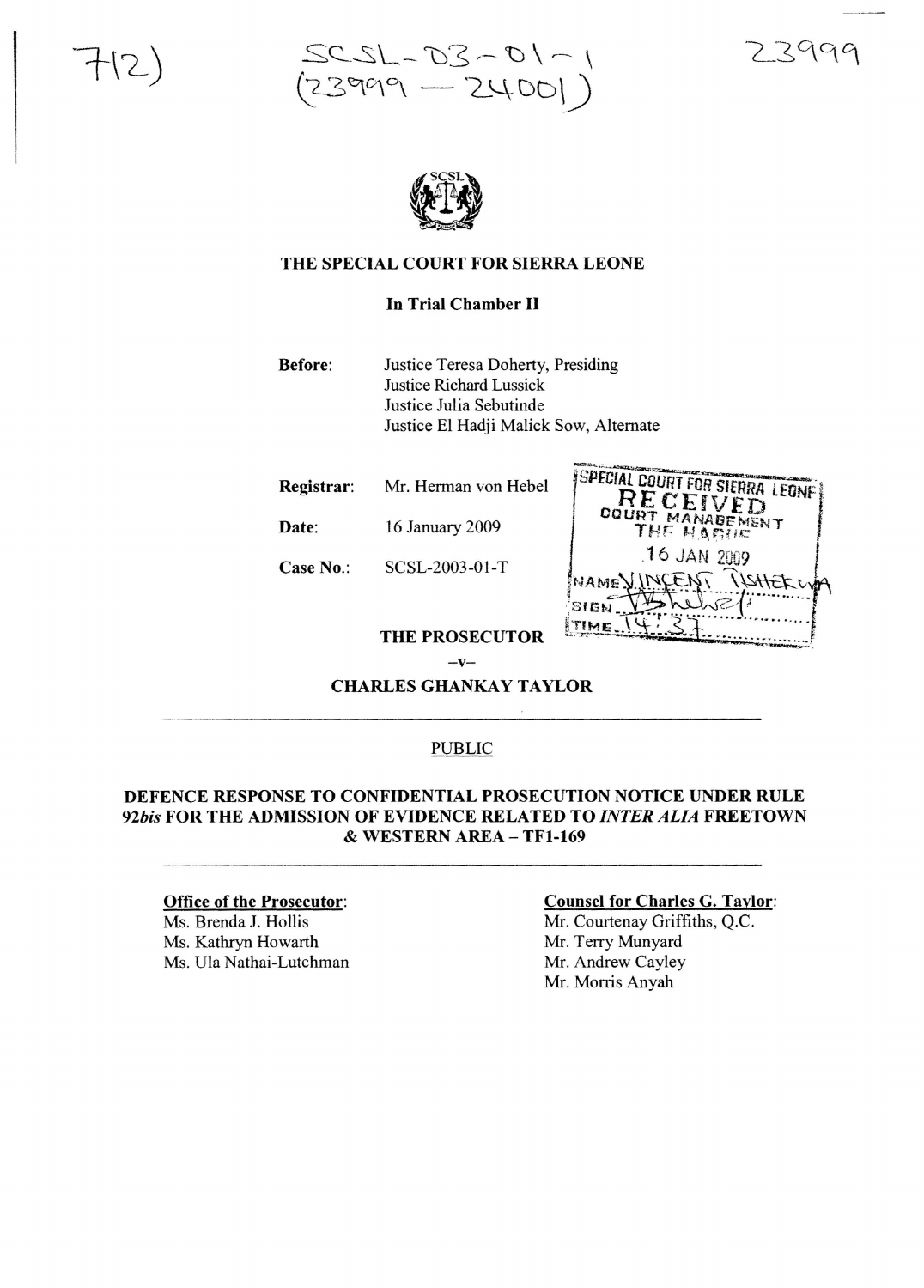7(2)

SCSL-03-01-1
(23999 — 24001)

23999

**THE SPECIAL COURT FOR SIERRA LEONE**

**In Trial Chamber II**

**Before:** Justice Teresa Doherty, Presiding
Justice Richard Lussick
Justice Julia Sebutinde
Justice El Hadji Malick Sow, Alternate

**Registrar:** Mr. Herman von Hebel

**Date:** 16 January 2009

**Case No.:** SCSL-2003-01-T

SPECIAL COURT FOR SIERRA LEONE
RECEIVED
COURT MANAGEMENT
THE HAGUE
16 JAN 2009
NAME VINCENT TISHEKWA
SIGN
TIME 14:37

**THE PROSECUTOR**

–v–

**CHARLES GHANKAY TAYLOR**

PUBLIC

**DEFENCE RESPONSE TO CONFIDENTIAL PROSECUTION NOTICE UNDER RULE *92bis* FOR THE ADMISSION OF EVIDENCE RELATED TO *INTER ALIA* FREETOWN & WESTERN AREA – TF1-169**

**Office of the Prosecutor:**
Ms. Brenda J. Hollis
Ms. Kathryn Howarth
Ms. Ula Nathai-Lutchman

**Counsel for Charles G. Taylor:**
Mr. Courtenay Griffiths, Q.C.
Mr. Terry Munyard
Mr. Andrew Cayley
Mr. Morris Anyah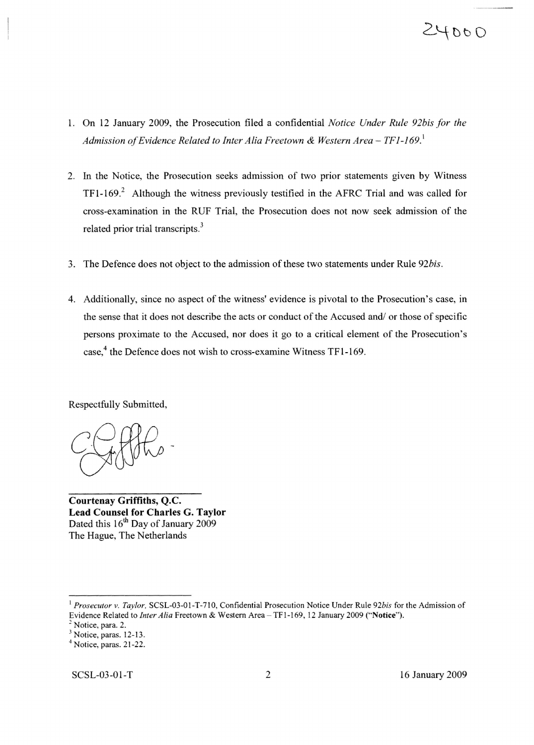1. On 12 January 2009, the Prosecution filed a confidential *Notice Under Rule 92bis for the Admission of Evidence Related to Inter Alia Freetown & Western Area – TF1-169.*[1]

2. In the Notice, the Prosecution seeks admission of two prior statements given by Witness TF1-169.[2] Although the witness previously testified in the AFRC Trial and was called for cross-examination in the RUF Trial, the Prosecution does not now seek admission of the related prior trial transcripts.[3]

3. The Defence does not object to the admission of these two statements under Rule *92bis*.

4. Additionally, since no aspect of the witness' evidence is pivotal to the Prosecution's case, in the sense that it does not describe the acts or conduct of the Accused and/ or those of specific persons proximate to the Accused, nor does it go to a critical element of the Prosecution's case,[4] the Defence does not wish to cross-examine Witness TF1-169.

Respectfully Submitted,

**Courtenay Griffiths, Q.C.**
**Lead Counsel for Charles G. Taylor**
Dated this 16th Day of January 2009
The Hague, The Netherlands

---

[1] *Prosecutor v. Taylor*, SCSL-03-01-T-710, Confidential Prosecution Notice Under Rule *92bis* for the Admission of Evidence Related to *Inter Alia* Freetown & Western Area – TF1-169, 12 January 2009 ("**Notice**").

[2] Notice, para. 2.

[3] Notice, paras. 12-13.

[4] Notice, paras. 21-22.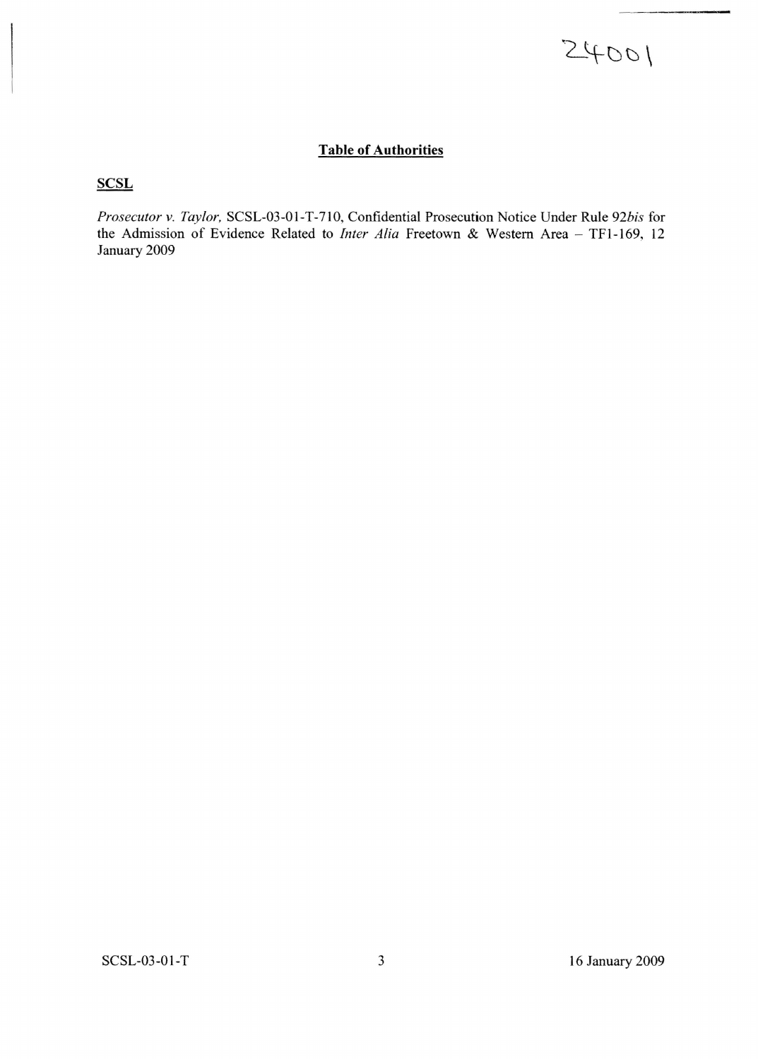## Table of Authorities

**SCSL**

*Prosecutor v. Taylor,* SCSL-03-01-T-710, Confidential Prosecution Notice Under Rule 92*bis* for the Admission of Evidence Related to *Inter Alia* Freetown & Western Area – TF1-169, 12 January 2009